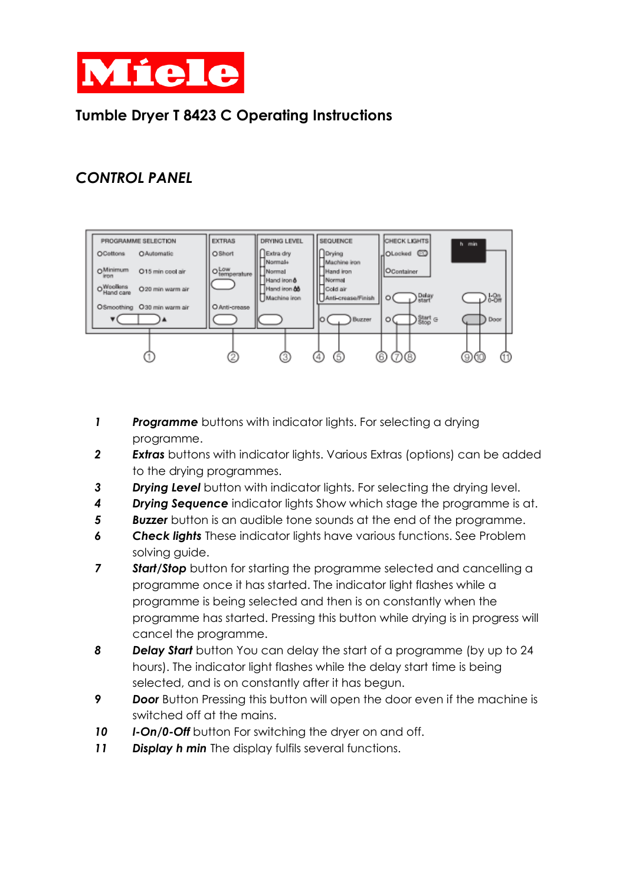Miele

# Tumble Dryer T 8423 C Operating Instructions

## *CONTROL PANEL*

1. ***Programme*** buttons with indicator lights. For selecting a drying programme.
2. ***Extras*** buttons with indicator lights. Various Extras (options) can be added to the drying programmes.
3. ***Drying Level*** button with indicator lights. For selecting the drying level.
4. ***Drying Sequence*** indicator lights Show which stage the programme is at.
5. ***Buzzer*** button is an audible tone sounds at the end of the programme.
6. ***Check lights*** These indicator lights have various functions. See Problem solving guide.
7. ***Start/Stop*** button for starting the programme selected and cancelling a programme once it has started. The indicator light flashes while a programme is being selected and then is on constantly when the programme has started. Pressing this button while drying is in progress will cancel the programme.
8. ***Delay Start*** button You can delay the start of a programme (by up to 24 hours). The indicator light flashes while the delay start time is being selected, and is on constantly after it has begun.
9. ***Door*** Button Pressing this button will open the door even if the machine is switched off at the mains.
10. ***I-On/0-Off*** button For switching the dryer on and off.
11. ***Display h min*** The display fulfils several functions.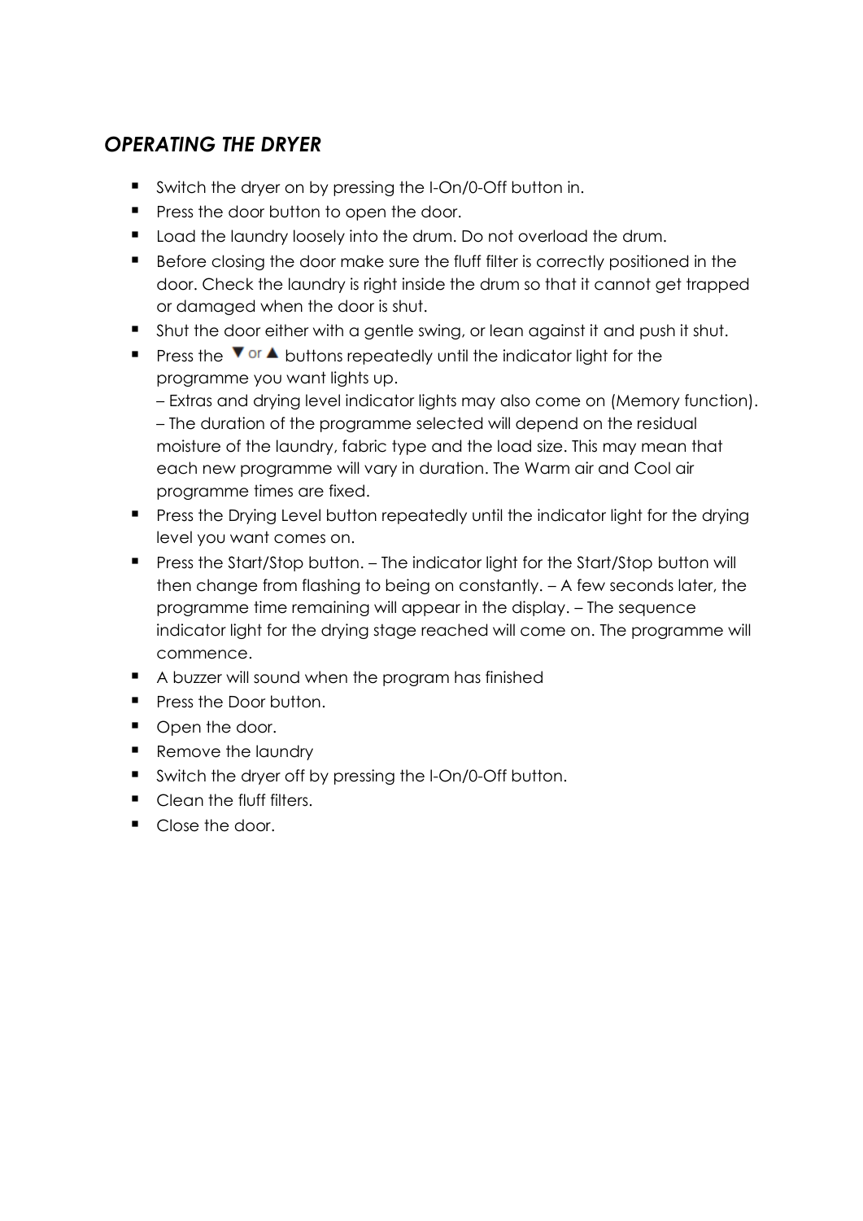## *OPERATING THE DRYER*

- Switch the dryer on by pressing the I-On/0-Off button in.
- Press the door button to open the door.
- Load the laundry loosely into the drum. Do not overload the drum.
- Before closing the door make sure the fluff filter is correctly positioned in the door. Check the laundry is right inside the drum so that it cannot get trapped or damaged when the door is shut.
- Shut the door either with a gentle swing, or lean against it and push it shut.
- Press the ▼ or ▲ buttons repeatedly until the indicator light for the programme you want lights up.
  – Extras and drying level indicator lights may also come on (Memory function).
  – The duration of the programme selected will depend on the residual moisture of the laundry, fabric type and the load size. This may mean that each new programme will vary in duration. The Warm air and Cool air programme times are fixed.
- Press the Drying Level button repeatedly until the indicator light for the drying level you want comes on.
- Press the Start/Stop button. – The indicator light for the Start/Stop button will then change from flashing to being on constantly. – A few seconds later, the programme time remaining will appear in the display. – The sequence indicator light for the drying stage reached will come on. The programme will commence.
- A buzzer will sound when the program has finished
- Press the Door button.
- Open the door.
- Remove the laundry
- Switch the dryer off by pressing the I-On/0-Off button.
- Clean the fluff filters.
- Close the door.